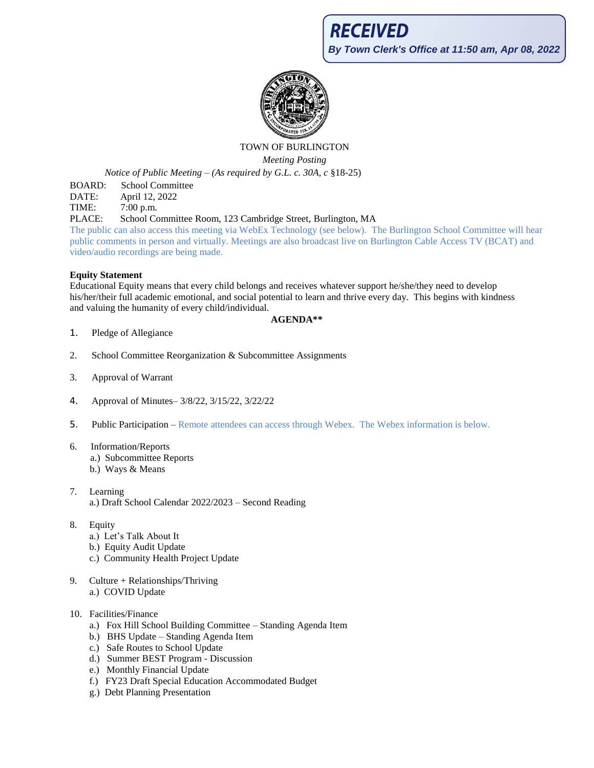**RECEIVED**

*By Town Clerk's Office at 11:50 am, Apr 08, 2022*

TOWN OF BURLINGTON

*Meeting Posting*

*Notice of Public Meeting – (As required by G.L. c. 30A, c* §18-25)

BOARD: School Committee
DATE: April 12, 2022
TIME: 7:00 p.m.
PLACE: School Committee Room, 123 Cambridge Street, Burlington, MA

The public can also access this meeting via WebEx Technology (see below). The Burlington School Committee will hear public comments in person and virtually. Meetings are also broadcast live on Burlington Cable Access TV (BCAT) and video/audio recordings are being made.

**Equity Statement**

Educational Equity means that every child belongs and receives whatever support he/she/they need to develop his/her/their full academic emotional, and social potential to learn and thrive every day. This begins with kindness and valuing the humanity of every child/individual.

**AGENDA****

1. Pledge of Allegiance

2. School Committee Reorganization & Subcommittee Assignments

3. Approval of Warrant

4. Approval of Minutes– 3/8/22, 3/15/22, 3/22/22

5. Public Participation – Remote attendees can access through Webex. The Webex information is below.

6. Information/Reports
   a.) Subcommittee Reports
   b.) Ways & Means

7. Learning
   a.) Draft School Calendar 2022/2023 – Second Reading

8. Equity
   a.) Let's Talk About It
   b.) Equity Audit Update
   c.) Community Health Project Update

9. Culture + Relationships/Thriving
   a.) COVID Update

10. Facilities/Finance
    a.) Fox Hill School Building Committee – Standing Agenda Item
    b.) BHS Update – Standing Agenda Item
    c.) Safe Routes to School Update
    d.) Summer BEST Program - Discussion
    e.) Monthly Financial Update
    f.) FY23 Draft Special Education Accommodated Budget
    g.) Debt Planning Presentation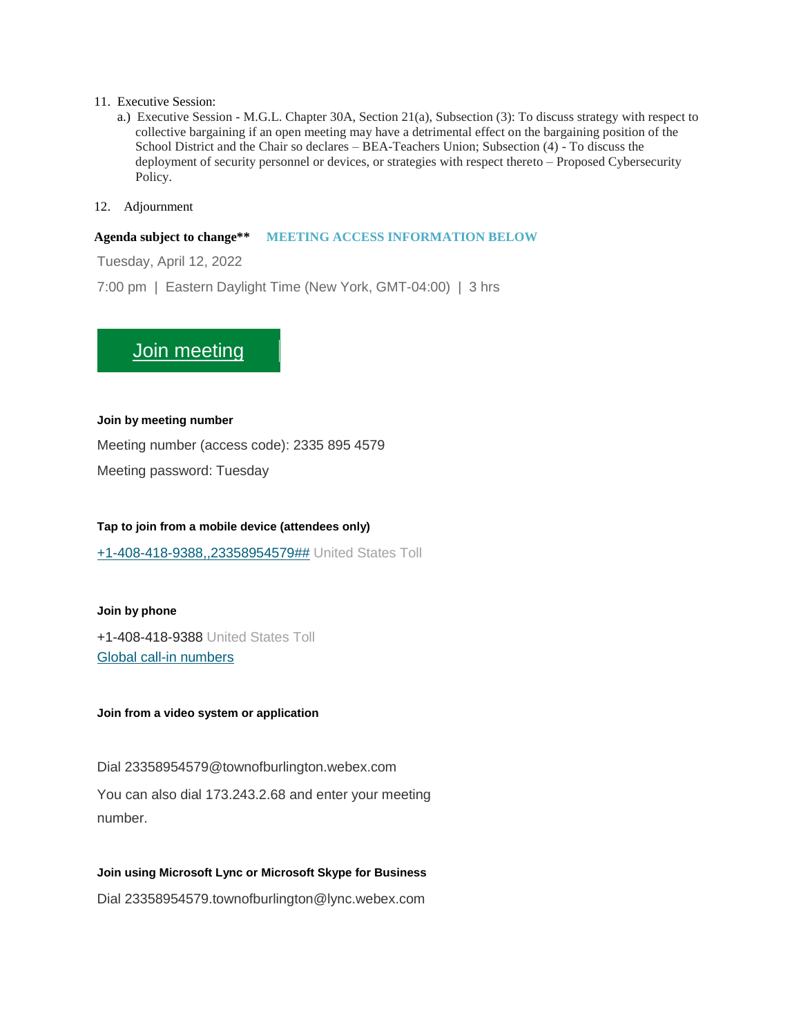11. Executive Session:
    a.) Executive Session - M.G.L. Chapter 30A, Section 21(a), Subsection (3): To discuss strategy with respect to collective bargaining if an open meeting may have a detrimental effect on the bargaining position of the School District and the Chair so declares – BEA-Teachers Union; Subsection (4) - To discuss the deployment of security personnel or devices, or strategies with respect thereto – Proposed Cybersecurity Policy.

12. Adjournment

**Agenda subject to change\*\*** **MEETING ACCESS INFORMATION BELOW**

Tuesday, April 12, 2022

7:00 pm | Eastern Daylight Time (New York, GMT-04:00) | 3 hrs

Join meeting

**Join by meeting number**

Meeting number (access code): 2335 895 4579

Meeting password: Tuesday

**Tap to join from a mobile device (attendees only)**

+1-408-418-9388,,23358954579## United States Toll

**Join by phone**

+1-408-418-9388 United States Toll

Global call-in numbers

**Join from a video system or application**

Dial 23358954579@townofburlington.webex.com

You can also dial 173.243.2.68 and enter your meeting number.

**Join using Microsoft Lync or Microsoft Skype for Business**

Dial 23358954579.townofburlington@lync.webex.com